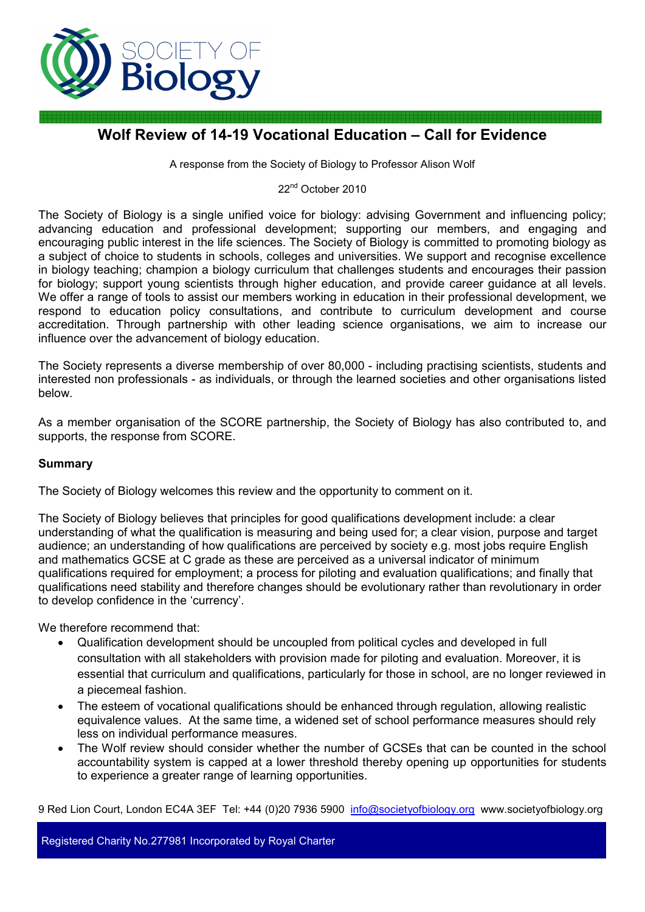# Wolf Review of 14-19 Vocational Education – Call for Evidence

A response from the Society of Biology to Professor Alison Wolf

22nd October 2010

The Society of Biology is a single unified voice for biology: advising Government and influencing policy; advancing education and professional development; supporting our members, and engaging and encouraging public interest in the life sciences. The Society of Biology is committed to promoting biology as a subject of choice to students in schools, colleges and universities. We support and recognise excellence in biology teaching; champion a biology curriculum that challenges students and encourages their passion for biology; support young scientists through higher education, and provide career guidance at all levels. We offer a range of tools to assist our members working in education in their professional development, we respond to education policy consultations, and contribute to curriculum development and course accreditation. Through partnership with other leading science organisations, we aim to increase our influence over the advancement of biology education.

The Society represents a diverse membership of over 80,000 - including practising scientists, students and interested non professionals - as individuals, or through the learned societies and other organisations listed below.

As a member organisation of the SCORE partnership, the Society of Biology has also contributed to, and supports, the response from SCORE.

**Summary**

The Society of Biology welcomes this review and the opportunity to comment on it.

The Society of Biology believes that principles for good qualifications development include: a clear understanding of what the qualification is measuring and being used for; a clear vision, purpose and target audience; an understanding of how qualifications are perceived by society e.g. most jobs require English and mathematics GCSE at C grade as these are perceived as a universal indicator of minimum qualifications required for employment; a process for piloting and evaluation qualifications; and finally that qualifications need stability and therefore changes should be evolutionary rather than revolutionary in order to develop confidence in the 'currency'.

We therefore recommend that:

- Qualification development should be uncoupled from political cycles and developed in full consultation with all stakeholders with provision made for piloting and evaluation. Moreover, it is essential that curriculum and qualifications, particularly for those in school, are no longer reviewed in a piecemeal fashion.
- The esteem of vocational qualifications should be enhanced through regulation, allowing realistic equivalence values. At the same time, a widened set of school performance measures should rely less on individual performance measures.
- The Wolf review should consider whether the number of GCSEs that can be counted in the school accountability system is capped at a lower threshold thereby opening up opportunities for students to experience a greater range of learning opportunities.

9 Red Lion Court, London EC4A 3EF Tel: +44 (0)20 7936 5900 info@societyofbiology.org www.societyofbiology.org

Registered Charity No.277981 Incorporated by Royal Charter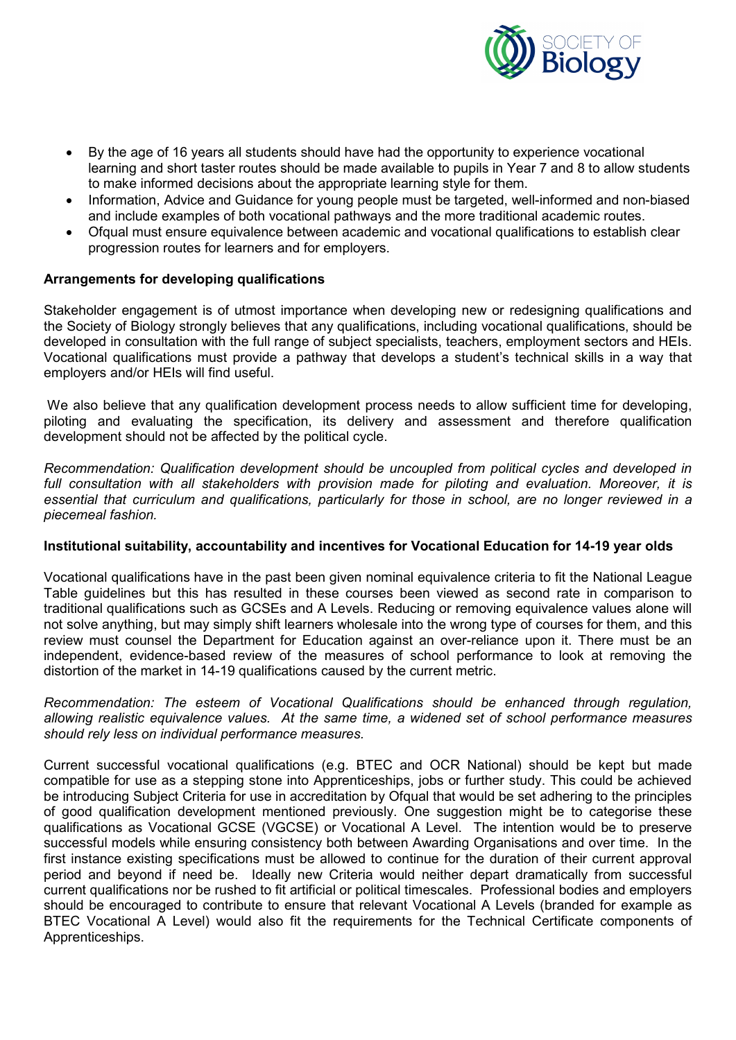- By the age of 16 years all students should have had the opportunity to experience vocational learning and short taster routes should be made available to pupils in Year 7 and 8 to allow students to make informed decisions about the appropriate learning style for them.
- Information, Advice and Guidance for young people must be targeted, well-informed and non-biased and include examples of both vocational pathways and the more traditional academic routes.
- Ofqual must ensure equivalence between academic and vocational qualifications to establish clear progression routes for learners and for employers.

**Arrangements for developing qualifications**

Stakeholder engagement is of utmost importance when developing new or redesigning qualifications and the Society of Biology strongly believes that any qualifications, including vocational qualifications, should be developed in consultation with the full range of subject specialists, teachers, employment sectors and HEIs. Vocational qualifications must provide a pathway that develops a student's technical skills in a way that employers and/or HEIs will find useful.

We also believe that any qualification development process needs to allow sufficient time for developing, piloting and evaluating the specification, its delivery and assessment and therefore qualification development should not be affected by the political cycle.

*Recommendation: Qualification development should be uncoupled from political cycles and developed in full consultation with all stakeholders with provision made for piloting and evaluation. Moreover, it is essential that curriculum and qualifications, particularly for those in school, are no longer reviewed in a piecemeal fashion.*

**Institutional suitability, accountability and incentives for Vocational Education for 14-19 year olds**

Vocational qualifications have in the past been given nominal equivalence criteria to fit the National League Table guidelines but this has resulted in these courses been viewed as second rate in comparison to traditional qualifications such as GCSEs and A Levels. Reducing or removing equivalence values alone will not solve anything, but may simply shift learners wholesale into the wrong type of courses for them, and this review must counsel the Department for Education against an over-reliance upon it. There must be an independent, evidence-based review of the measures of school performance to look at removing the distortion of the market in 14-19 qualifications caused by the current metric.

*Recommendation: The esteem of Vocational Qualifications should be enhanced through regulation, allowing realistic equivalence values. At the same time, a widened set of school performance measures should rely less on individual performance measures.*

Current successful vocational qualifications (e.g. BTEC and OCR National) should be kept but made compatible for use as a stepping stone into Apprenticeships, jobs or further study. This could be achieved be introducing Subject Criteria for use in accreditation by Ofqual that would be set adhering to the principles of good qualification development mentioned previously. One suggestion might be to categorise these qualifications as Vocational GCSE (VGCSE) or Vocational A Level. The intention would be to preserve successful models while ensuring consistency both between Awarding Organisations and over time. In the first instance existing specifications must be allowed to continue for the duration of their current approval period and beyond if need be. Ideally new Criteria would neither depart dramatically from successful current qualifications nor be rushed to fit artificial or political timescales. Professional bodies and employers should be encouraged to contribute to ensure that relevant Vocational A Levels (branded for example as BTEC Vocational A Level) would also fit the requirements for the Technical Certificate components of Apprenticeships.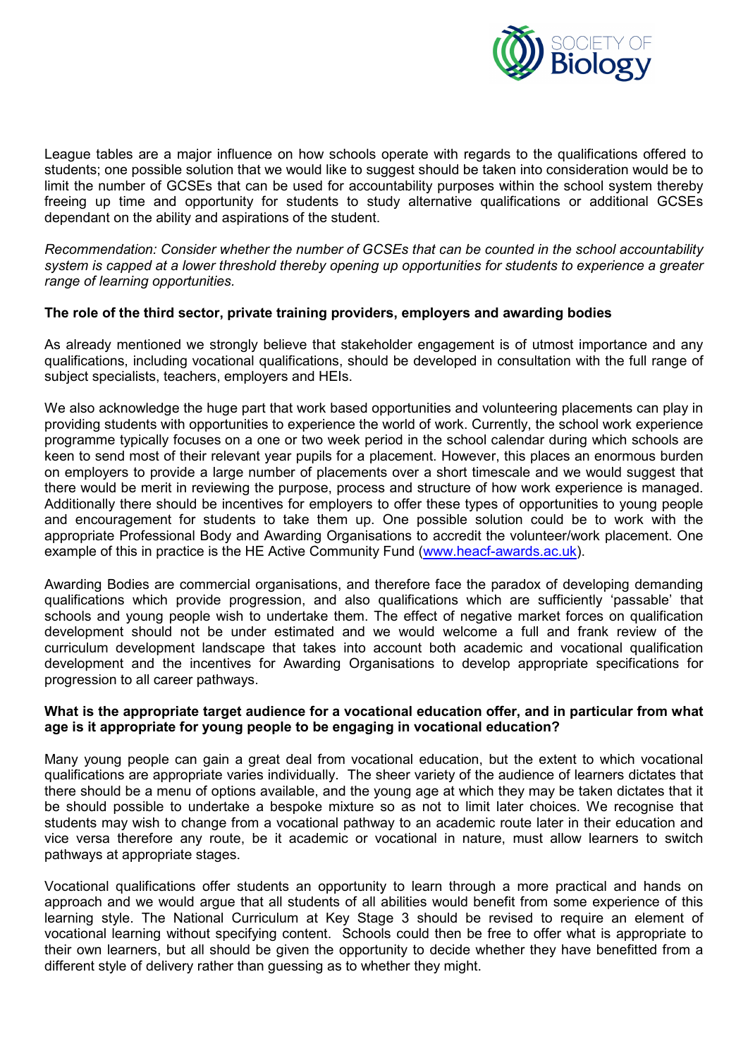League tables are a major influence on how schools operate with regards to the qualifications offered to students; one possible solution that we would like to suggest should be taken into consideration would be to limit the number of GCSEs that can be used for accountability purposes within the school system thereby freeing up time and opportunity for students to study alternative qualifications or additional GCSEs dependant on the ability and aspirations of the student.

*Recommendation: Consider whether the number of GCSEs that can be counted in the school accountability system is capped at a lower threshold thereby opening up opportunities for students to experience a greater range of learning opportunities.*

**The role of the third sector, private training providers, employers and awarding bodies**

As already mentioned we strongly believe that stakeholder engagement is of utmost importance and any qualifications, including vocational qualifications, should be developed in consultation with the full range of subject specialists, teachers, employers and HEIs.

We also acknowledge the huge part that work based opportunities and volunteering placements can play in providing students with opportunities to experience the world of work. Currently, the school work experience programme typically focuses on a one or two week period in the school calendar during which schools are keen to send most of their relevant year pupils for a placement. However, this places an enormous burden on employers to provide a large number of placements over a short timescale and we would suggest that there would be merit in reviewing the purpose, process and structure of how work experience is managed. Additionally there should be incentives for employers to offer these types of opportunities to young people and encouragement for students to take them up. One possible solution could be to work with the appropriate Professional Body and Awarding Organisations to accredit the volunteer/work placement. One example of this in practice is the HE Active Community Fund ([www.heacf-awards.ac.uk](http://www.heacf-awards.ac.uk)).

Awarding Bodies are commercial organisations, and therefore face the paradox of developing demanding qualifications which provide progression, and also qualifications which are sufficiently 'passable' that schools and young people wish to undertake them. The effect of negative market forces on qualification development should not be under estimated and we would welcome a full and frank review of the curriculum development landscape that takes into account both academic and vocational qualification development and the incentives for Awarding Organisations to develop appropriate specifications for progression to all career pathways.

**What is the appropriate target audience for a vocational education offer, and in particular from what age is it appropriate for young people to be engaging in vocational education?**

Many young people can gain a great deal from vocational education, but the extent to which vocational qualifications are appropriate varies individually. The sheer variety of the audience of learners dictates that there should be a menu of options available, and the young age at which they may be taken dictates that it be should possible to undertake a bespoke mixture so as not to limit later choices. We recognise that students may wish to change from a vocational pathway to an academic route later in their education and vice versa therefore any route, be it academic or vocational in nature, must allow learners to switch pathways at appropriate stages.

Vocational qualifications offer students an opportunity to learn through a more practical and hands on approach and we would argue that all students of all abilities would benefit from some experience of this learning style. The National Curriculum at Key Stage 3 should be revised to require an element of vocational learning without specifying content. Schools could then be free to offer what is appropriate to their own learners, but all should be given the opportunity to decide whether they have benefitted from a different style of delivery rather than guessing as to whether they might.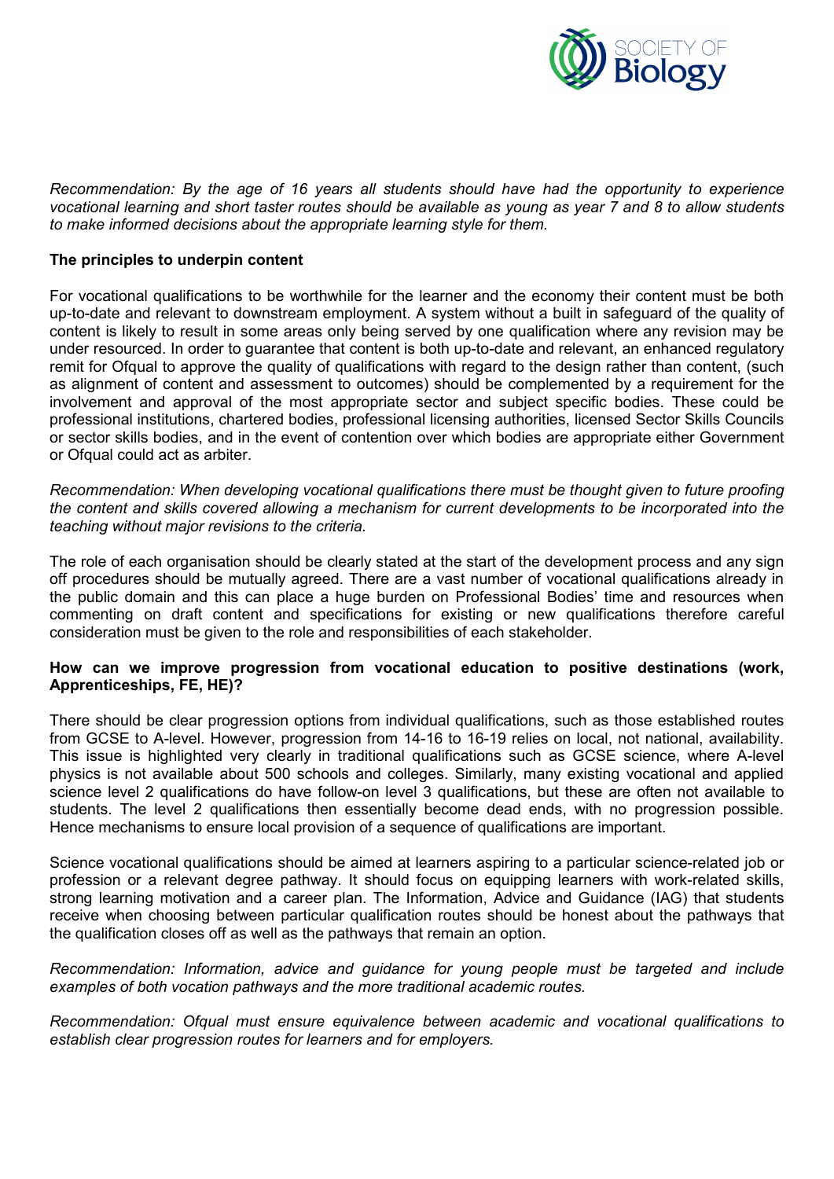*Recommendation: By the age of 16 years all students should have had the opportunity to experience vocational learning and short taster routes should be available as young as year 7 and 8 to allow students to make informed decisions about the appropriate learning style for them.*

**The principles to underpin content**

For vocational qualifications to be worthwhile for the learner and the economy their content must be both up-to-date and relevant to downstream employment. A system without a built in safeguard of the quality of content is likely to result in some areas only being served by one qualification where any revision may be under resourced. In order to guarantee that content is both up-to-date and relevant, an enhanced regulatory remit for Ofqual to approve the quality of qualifications with regard to the design rather than content, (such as alignment of content and assessment to outcomes) should be complemented by a requirement for the involvement and approval of the most appropriate sector and subject specific bodies. These could be professional institutions, chartered bodies, professional licensing authorities, licensed Sector Skills Councils or sector skills bodies, and in the event of contention over which bodies are appropriate either Government or Ofqual could act as arbiter.

*Recommendation: When developing vocational qualifications there must be thought given to future proofing the content and skills covered allowing a mechanism for current developments to be incorporated into the teaching without major revisions to the criteria.*

The role of each organisation should be clearly stated at the start of the development process and any sign off procedures should be mutually agreed. There are a vast number of vocational qualifications already in the public domain and this can place a huge burden on Professional Bodies' time and resources when commenting on draft content and specifications for existing or new qualifications therefore careful consideration must be given to the role and responsibilities of each stakeholder.

**How can we improve progression from vocational education to positive destinations (work, Apprenticeships, FE, HE)?**

There should be clear progression options from individual qualifications, such as those established routes from GCSE to A-level. However, progression from 14-16 to 16-19 relies on local, not national, availability. This issue is highlighted very clearly in traditional qualifications such as GCSE science, where A-level physics is not available about 500 schools and colleges. Similarly, many existing vocational and applied science level 2 qualifications do have follow-on level 3 qualifications, but these are often not available to students. The level 2 qualifications then essentially become dead ends, with no progression possible. Hence mechanisms to ensure local provision of a sequence of qualifications are important.

Science vocational qualifications should be aimed at learners aspiring to a particular science-related job or profession or a relevant degree pathway. It should focus on equipping learners with work-related skills, strong learning motivation and a career plan. The Information, Advice and Guidance (IAG) that students receive when choosing between particular qualification routes should be honest about the pathways that the qualification closes off as well as the pathways that remain an option.

*Recommendation: Information, advice and guidance for young people must be targeted and include examples of both vocation pathways and the more traditional academic routes.*

*Recommendation: Ofqual must ensure equivalence between academic and vocational qualifications to establish clear progression routes for learners and for employers.*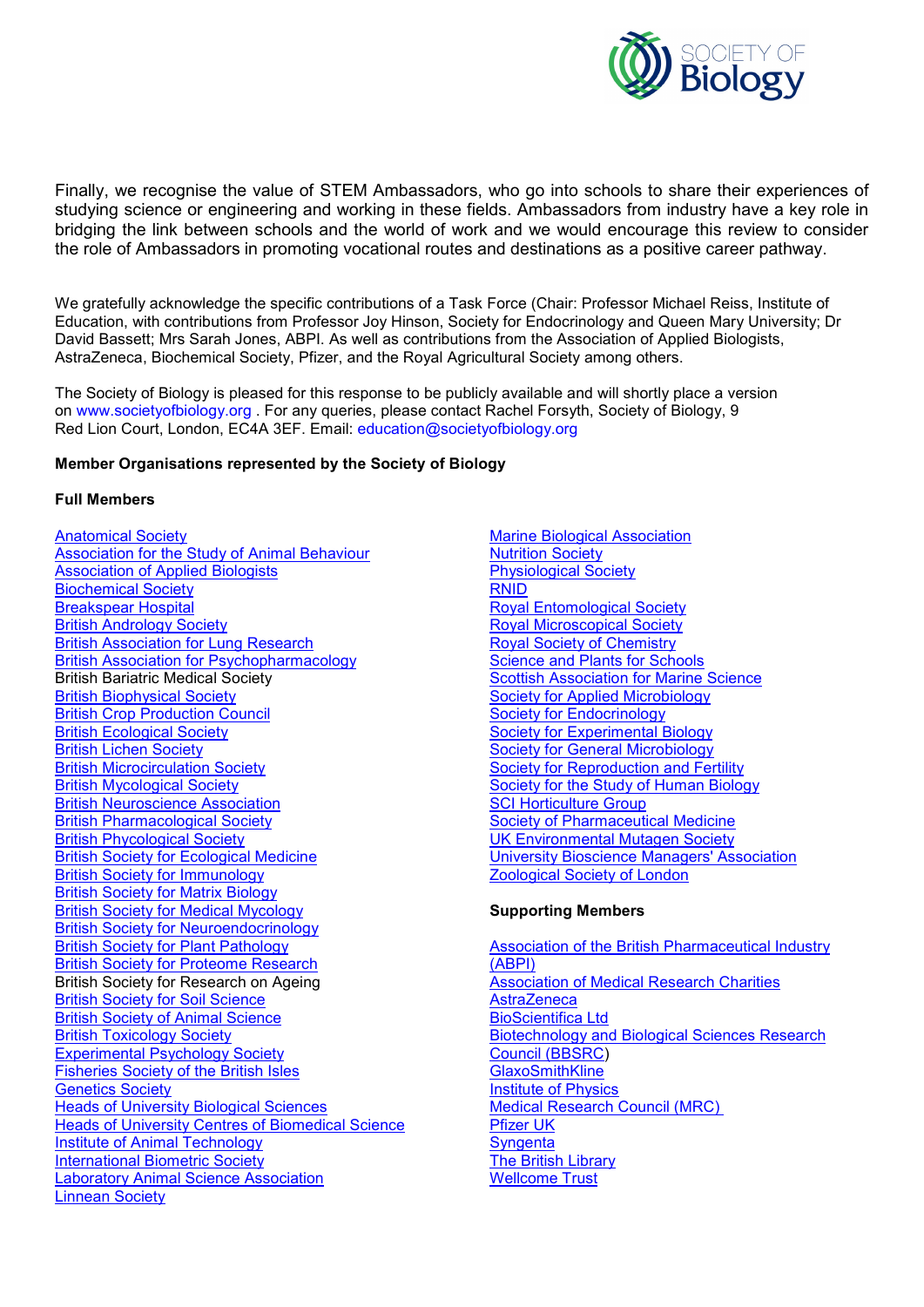Finally, we recognise the value of STEM Ambassadors, who go into schools to share their experiences of studying science or engineering and working in these fields. Ambassadors from industry have a key role in bridging the link between schools and the world of work and we would encourage this review to consider the role of Ambassadors in promoting vocational routes and destinations as a positive career pathway.

We gratefully acknowledge the specific contributions of a Task Force (Chair: Professor Michael Reiss, Institute of Education, with contributions from Professor Joy Hinson, Society for Endocrinology and Queen Mary University; Dr David Bassett; Mrs Sarah Jones, ABPI. As well as contributions from the Association of Applied Biologists, AstraZeneca, Biochemical Society, Pfizer, and the Royal Agricultural Society among others.

The Society of Biology is pleased for this response to be publicly available and will shortly place a version on www.societyofbiology.org . For any queries, please contact Rachel Forsyth, Society of Biology, 9 Red Lion Court, London, EC4A 3EF. Email: education@societyofbiology.org

**Member Organisations represented by the Society of Biology**

**Full Members**

Anatomical Society
Association for the Study of Animal Behaviour
Association of Applied Biologists
Biochemical Society
Breakspear Hospital
British Andrology Society
British Association for Lung Research
British Association for Psychopharmacology
British Bariatric Medical Society
British Biophysical Society
British Crop Production Council
British Ecological Society
British Lichen Society
British Microcirculation Society
British Mycological Society
British Neuroscience Association
British Pharmacological Society
British Phycological Society
British Society for Ecological Medicine
British Society for Immunology
British Society for Matrix Biology
British Society for Medical Mycology
British Society for Neuroendocrinology
British Society for Plant Pathology
British Society for Proteome Research
British Society for Research on Ageing
British Society for Soil Science
British Society of Animal Science
British Toxicology Society
Experimental Psychology Society
Fisheries Society of the British Isles
Genetics Society
Heads of University Biological Sciences
Heads of University Centres of Biomedical Science
Institute of Animal Technology
International Biometric Society
Laboratory Animal Science Association
Linnean Society
Marine Biological Association
Nutrition Society
Physiological Society
RNID
Royal Entomological Society
Royal Microscopical Society
Royal Society of Chemistry
Science and Plants for Schools
Scottish Association for Marine Science
Society for Applied Microbiology
Society for Endocrinology
Society for Experimental Biology
Society for General Microbiology
Society for Reproduction and Fertility
Society for the Study of Human Biology
SCI Horticulture Group
Society of Pharmaceutical Medicine
UK Environmental Mutagen Society
University Bioscience Managers' Association
Zoological Society of London

**Supporting Members**

Association of the British Pharmaceutical Industry (ABPI)
Association of Medical Research Charities
AstraZeneca
BioScientifica Ltd
Biotechnology and Biological Sciences Research Council (BBSRC)
GlaxoSmithKline
Institute of Physics
Medical Research Council (MRC)
Pfizer UK
Syngenta
The British Library
Wellcome Trust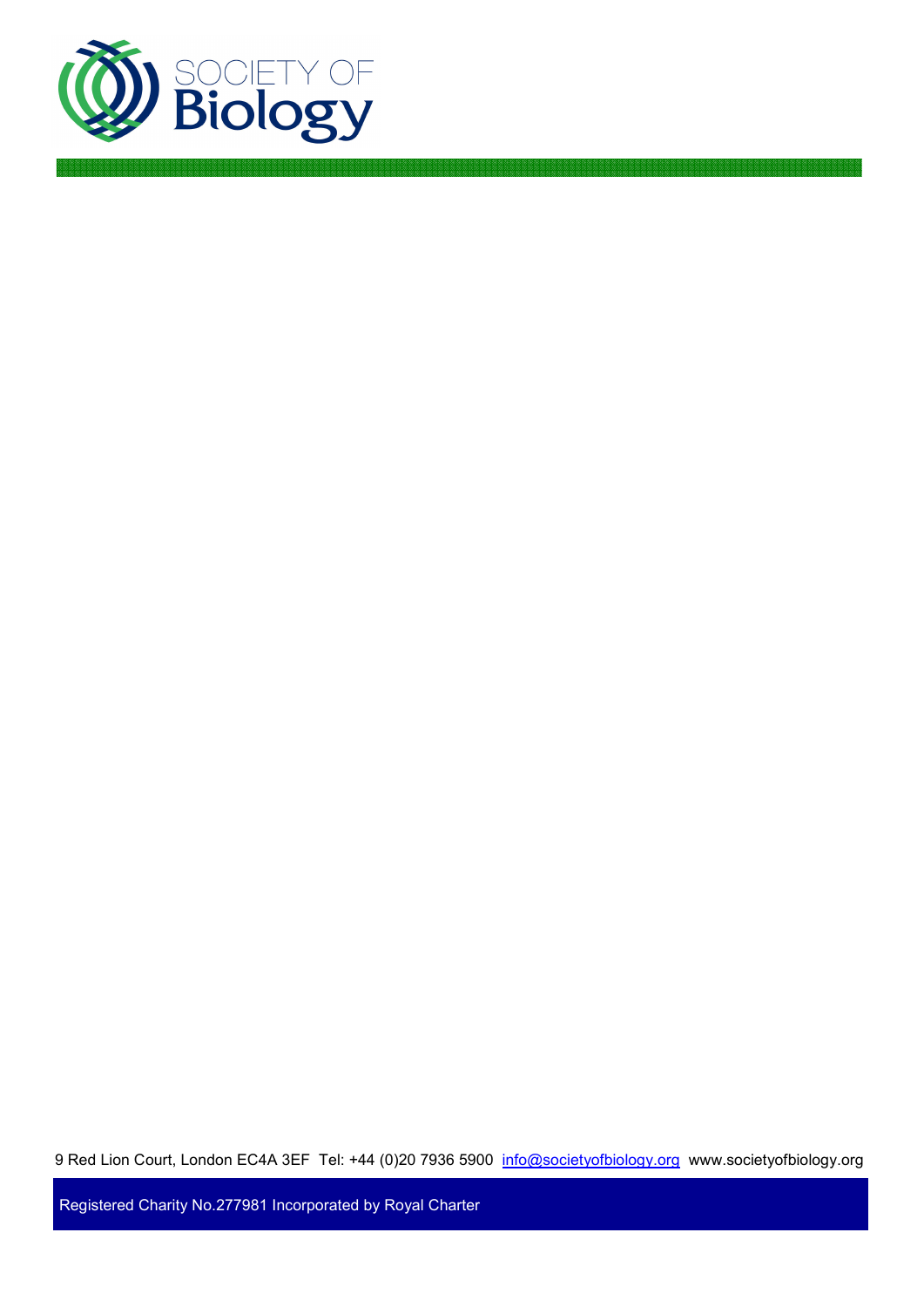SOCIETY OF Biology

9 Red Lion Court, London EC4A 3EF Tel: +44 (0)20 7936 5900 info@societyofbiology.org www.societyofbiology.org

Registered Charity No.277981 Incorporated by Royal Charter